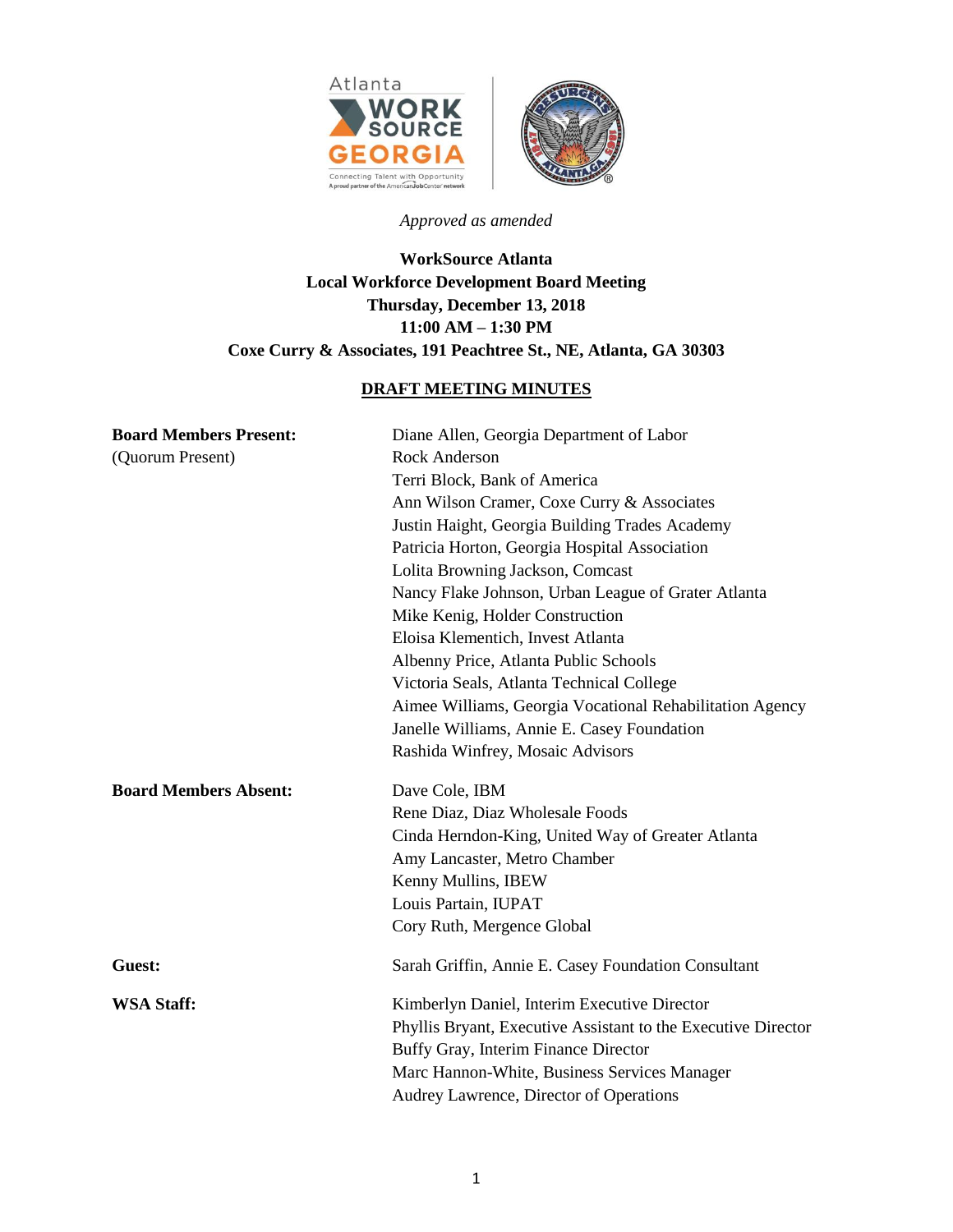*Approved as amended*

**WorkSource Atlanta**
**Local Workforce Development Board Meeting**
**Thursday, December 13, 2018**
**11:00 AM – 1:30 PM**
**Coxe Curry & Associates, 191 Peachtree St., NE, Atlanta, GA 30303**

## DRAFT MEETING MINUTES

**Board Members Present:** (Quorum Present)

- Diane Allen, Georgia Department of Labor
- Rock Anderson
- Terri Block, Bank of America
- Ann Wilson Cramer, Coxe Curry & Associates
- Justin Haight, Georgia Building Trades Academy
- Patricia Horton, Georgia Hospital Association
- Lolita Browning Jackson, Comcast
- Nancy Flake Johnson, Urban League of Grater Atlanta
- Mike Kenig, Holder Construction
- Eloisa Klementich, Invest Atlanta
- Albenny Price, Atlanta Public Schools
- Victoria Seals, Atlanta Technical College
- Aimee Williams, Georgia Vocational Rehabilitation Agency
- Janelle Williams, Annie E. Casey Foundation
- Rashida Winfrey, Mosaic Advisors

**Board Members Absent:**

- Dave Cole, IBM
- Rene Diaz, Diaz Wholesale Foods
- Cinda Herndon-King, United Way of Greater Atlanta
- Amy Lancaster, Metro Chamber
- Kenny Mullins, IBEW
- Louis Partain, IUPAT
- Cory Ruth, Mergence Global

**Guest:**

- Sarah Griffin, Annie E. Casey Foundation Consultant

**WSA Staff:**

- Kimberlyn Daniel, Interim Executive Director
- Phyllis Bryant, Executive Assistant to the Executive Director
- Buffy Gray, Interim Finance Director
- Marc Hannon-White, Business Services Manager
- Audrey Lawrence, Director of Operations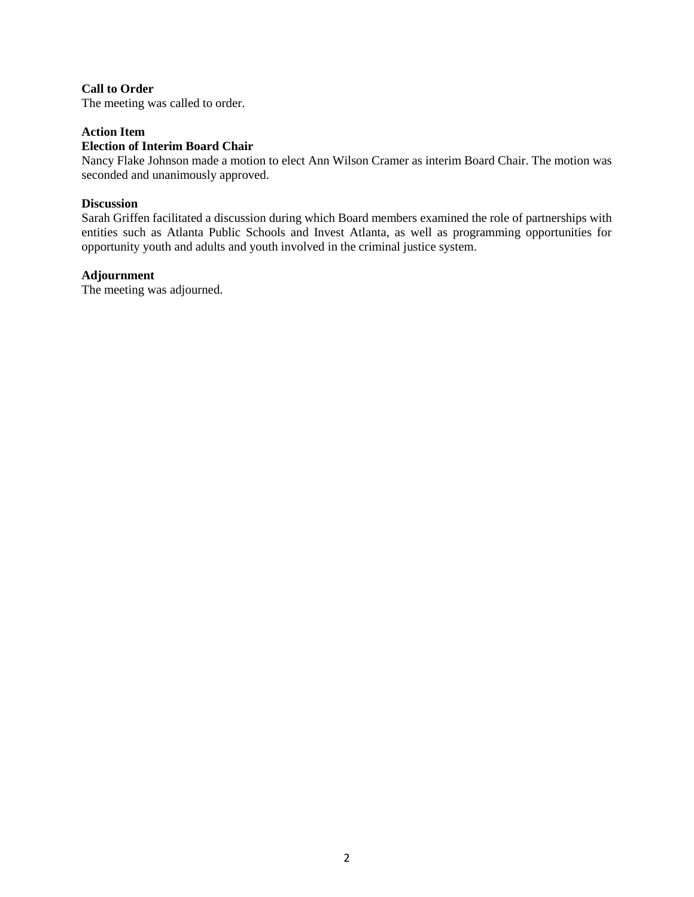**Call to Order**

The meeting was called to order.

**Action Item**

**Election of Interim Board Chair**

Nancy Flake Johnson made a motion to elect Ann Wilson Cramer as interim Board Chair. The motion was seconded and unanimously approved.

**Discussion**

Sarah Griffen facilitated a discussion during which Board members examined the role of partnerships with entities such as Atlanta Public Schools and Invest Atlanta, as well as programming opportunities for opportunity youth and adults and youth involved in the criminal justice system.

**Adjournment**

The meeting was adjourned.